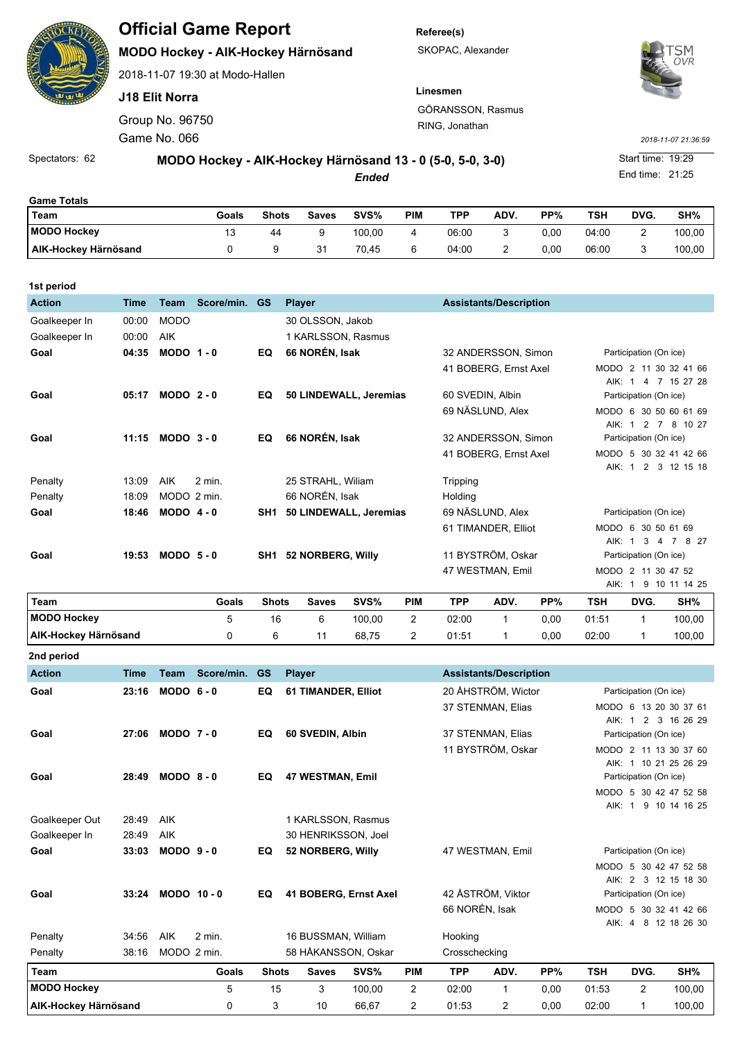# Official Game Report

**MODO Hockey - AIK-Hockey Härnösand**

2018-11-07 19:30 at Modo-Hallen

**J18 Elit Norra**

Group No. 96750

Game No. 066

**Referee(s)**

SKOPAC, Alexander

**Linesmen**

GÖRANSSON, Rasmus

RING, Jonathan

*2018-11-07 21:36:59*

Spectators: 62

**MODO Hockey - AIK-Hockey Härnösand 13 - 0 (5-0, 5-0, 3-0)**

***Ended***

Start time: 19:29

End time: 21:25

**Game Totals**

| Team | Goals | Shots | Saves | SVS% | PIM | TPP | ADV. | PP% | TSH | DVG. | SH% |
|---|---|---|---|---|---|---|---|---|---|---|---|
| **MODO Hockey** | 13 | 44 | 9 | 100,00 | 4 | 06:00 | 3 | 0,00 | 04:00 | 2 | 100,00 |
| **AIK-Hockey Härnösand** | 0 | 9 | 31 | 70,45 | 6 | 04:00 | 2 | 0,00 | 06:00 | 3 | 100,00 |

**1st period**

| Action | Time | Team | Score/min. | GS | Player | Assistants/Description | Participation (On ice) |
|---|---|---|---|---|---|---|---|
| Goalkeeper In | 00:00 | MODO | | | 30 OLSSON, Jakob | | |
| Goalkeeper In | 00:00 | AIK | | | 1 KARLSSON, Rasmus | | |
| **Goal** | **04:35** | **MODO** | **1 - 0** | **EQ** | **66 NORÉN, Isak** | 32 ANDERSSON, Simon; 41 BOBERG, Ernst Axel | MODO 2 11 30 32 41 66; AIK: 1 4 7 15 27 28 |
| **Goal** | **05:17** | **MODO** | **2 - 0** | **EQ** | **50 LINDEWALL, Jeremias** | 60 SVEDIN, Albin; 69 NÄSLUND, Alex | MODO 6 30 50 60 61 69; AIK: 1 2 7 8 10 27 |
| **Goal** | **11:15** | **MODO** | **3 - 0** | **EQ** | **66 NORÉN, Isak** | 32 ANDERSSON, Simon; 41 BOBERG, Ernst Axel | MODO 5 30 32 41 42 66; AIK: 1 2 3 12 15 18 |
| Penalty | 13:09 | AIK | 2 min. | | 25 STRAHL, Wiliam | Tripping | |
| Penalty | 18:09 | MODO | 2 min. | | 66 NORÉN, Isak | Holding | |
| **Goal** | **18:46** | **MODO** | **4 - 0** | **SH1** | **50 LINDEWALL, Jeremias** | 69 NÄSLUND, Alex; 61 TIMANDER, Elliot | MODO 6 30 50 61 69; AIK: 1 3 4 7 8 27 |
| **Goal** | **19:53** | **MODO** | **5 - 0** | **SH1** | **52 NORBERG, Willy** | 11 BYSTRÖM, Oskar; 47 WESTMAN, Emil | MODO 2 11 30 47 52; AIK: 1 9 10 11 14 25 |

| Team | Goals | Shots | Saves | SVS% | PIM | TPP | ADV. | PP% | TSH | DVG. | SH% |
|---|---|---|---|---|---|---|---|---|---|---|---|
| **MODO Hockey** | 5 | 16 | 6 | 100,00 | 2 | 02:00 | 1 | 0,00 | 01:51 | 1 | 100,00 |
| **AIK-Hockey Härnösand** | 0 | 6 | 11 | 68,75 | 2 | 01:51 | 1 | 0,00 | 02:00 | 1 | 100,00 |

**2nd period**

| Action | Time | Team | Score/min. | GS | Player | Assistants/Description | Participation (On ice) |
|---|---|---|---|---|---|---|---|
| **Goal** | **23:16** | **MODO** | **6 - 0** | **EQ** | **61 TIMANDER, Elliot** | 20 ÅHSTRÖM, Wictor; 37 STENMAN, Elias | MODO 6 13 20 30 37 61; AIK: 1 2 3 16 26 29 |
| **Goal** | **27:06** | **MODO** | **7 - 0** | **EQ** | **60 SVEDIN, Albin** | 37 STENMAN, Elias; 11 BYSTRÖM, Oskar | MODO 2 11 13 30 37 60; AIK: 1 10 21 25 26 29 |
| **Goal** | **28:49** | **MODO** | **8 - 0** | **EQ** | **47 WESTMAN, Emil** | | MODO 5 30 42 47 52 58; AIK: 1 9 10 14 16 25 |
| Goalkeeper Out | 28:49 | AIK | | | 1 KARLSSON, Rasmus | | |
| Goalkeeper In | 28:49 | AIK | | | 30 HENRIKSSON, Joel | | |
| **Goal** | **33:03** | **MODO** | **9 - 0** | **EQ** | **52 NORBERG, Willy** | 47 WESTMAN, Emil | MODO 5 30 42 47 52 58; AIK: 2 3 12 15 18 30 |
| **Goal** | **33:24** | **MODO** | **10 - 0** | **EQ** | **41 BOBERG, Ernst Axel** | 42 ÅSTRÖM, Viktor; 66 NORÉN, Isak | MODO 5 30 32 41 42 66; AIK: 4 8 12 18 26 30 |
| Penalty | 34:56 | AIK | 2 min. | | 16 BUSSMAN, William | Hooking | |
| Penalty | 38:16 | MODO | 2 min. | | 58 HÅKANSSON, Oskar | Crosschecking | |

| Team | Goals | Shots | Saves | SVS% | PIM | TPP | ADV. | PP% | TSH | DVG. | SH% |
|---|---|---|---|---|---|---|---|---|---|---|---|
| **MODO Hockey** | 5 | 15 | 3 | 100,00 | 2 | 02:00 | 1 | 0,00 | 01:53 | 2 | 100,00 |
| **AIK-Hockey Härnösand** | 0 | 3 | 10 | 66,67 | 2 | 01:53 | 2 | 0,00 | 02:00 | 1 | 100,00 |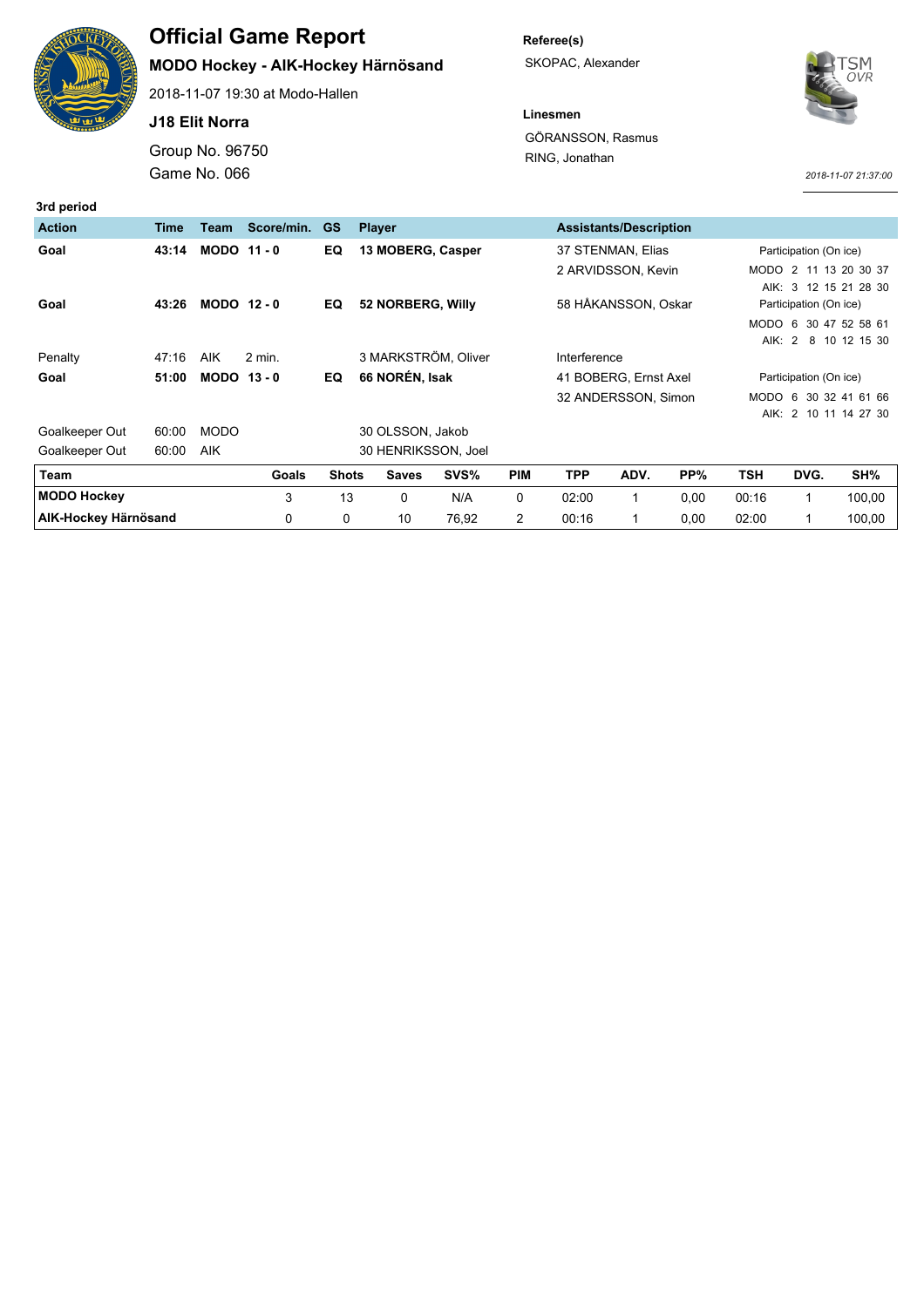# Official Game Report

**MODO Hockey - AIK-Hockey Härnösand**

2018-11-07 19:30 at Modo-Hallen

**J18 Elit Norra**

Group No. 96750

Game No. 066

**Referee(s)**

SKOPAC, Alexander

**Linesmen**

GÖRANSSON, Rasmus

RING, Jonathan

*2018-11-07 21:37:00*

**3rd period**

| Action | Time | Team | Score/min. | GS | Player | Assistants/Description | |
|---|---|---|---|---|---|---|---|
| **Goal** | **43:14** | **MODO** | **11 - 0** | **EQ** | **13 MOBERG, Casper** | 37 STENMAN, Elias | Participation (On ice) |
| | | | | | | 2 ARVIDSSON, Kevin | MODO 2 11 13 20 30 37 |
| | | | | | | | AIK: 3 12 15 21 28 30 |
| **Goal** | **43:26** | **MODO** | **12 - 0** | **EQ** | **52 NORBERG, Willy** | 58 HÅKANSSON, Oskar | Participation (On ice) |
| | | | | | | | MODO 6 30 47 52 58 61 |
| | | | | | | | AIK: 2 8 10 12 15 30 |
| Penalty | 47:16 | AIK | 2 min. | | 3 MARKSTRÖM, Oliver | Interference | |
| **Goal** | **51:00** | **MODO** | **13 - 0** | **EQ** | **66 NORÉN, Isak** | 41 BOBERG, Ernst Axel | Participation (On ice) |
| | | | | | | 32 ANDERSSON, Simon | MODO 6 30 32 41 61 66 |
| | | | | | | | AIK: 2 10 11 14 27 30 |
| Goalkeeper Out | 60:00 | MODO | | | 30 OLSSON, Jakob | | |
| Goalkeeper Out | 60:00 | AIK | | | 30 HENRIKSSON, Joel | | |

| Team | Goals | Shots | Saves | SVS% | PIM | TPP | ADV. | PP% | TSH | DVG. | SH% |
|---|---|---|---|---|---|---|---|---|---|---|---|
| **MODO Hockey** | 3 | 13 | 0 | N/A | 0 | 02:00 | 1 | 0,00 | 00:16 | 1 | 100,00 |
| **AIK-Hockey Härnösand** | 0 | 0 | 10 | 76,92 | 2 | 00:16 | 1 | 0,00 | 02:00 | 1 | 100,00 |